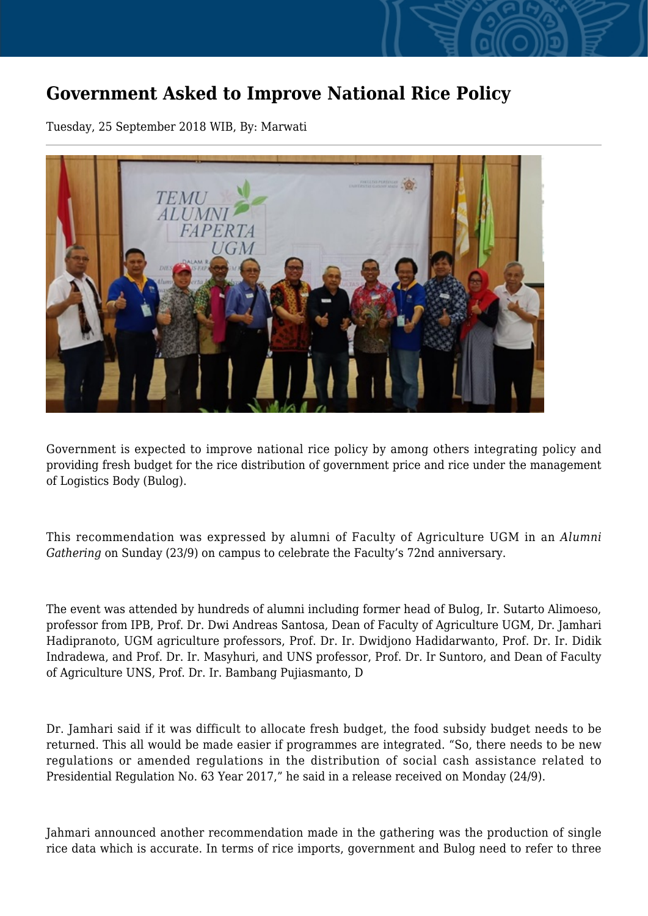# Government Asked to Improve National Rice Policy

Tuesday, 25 September 2018 WIB, By: Marwati

Government is expected to improve national rice policy by among others integrating policy and providing fresh budget for the rice distribution of government price and rice under the management of Logistics Body (Bulog).

This recommendation was expressed by alumni of Faculty of Agriculture UGM in an *Alumni Gathering* on Sunday (23/9) on campus to celebrate the Faculty's 72nd anniversary.

The event was attended by hundreds of alumni including former head of Bulog, Ir. Sutarto Alimoeso, professor from IPB, Prof. Dr. Dwi Andreas Santosa, Dean of Faculty of Agriculture UGM, Dr. Jamhari Hadipranoto, UGM agriculture professors, Prof. Dr. Ir. Dwidjono Hadidarwanto, Prof. Dr. Ir. Didik Indradewa, and Prof. Dr. Ir. Masyhuri, and UNS professor, Prof. Dr. Ir Suntoro, and Dean of Faculty of Agriculture UNS, Prof. Dr. Ir. Bambang Pujiasmanto, D

Dr. Jamhari said if it was difficult to allocate fresh budget, the food subsidy budget needs to be returned. This all would be made easier if programmes are integrated. "So, there needs to be new regulations or amended regulations in the distribution of social cash assistance related to Presidential Regulation No. 63 Year 2017," he said in a release received on Monday (24/9).

Jahmari announced another recommendation made in the gathering was the production of single rice data which is accurate. In terms of rice imports, government and Bulog need to refer to three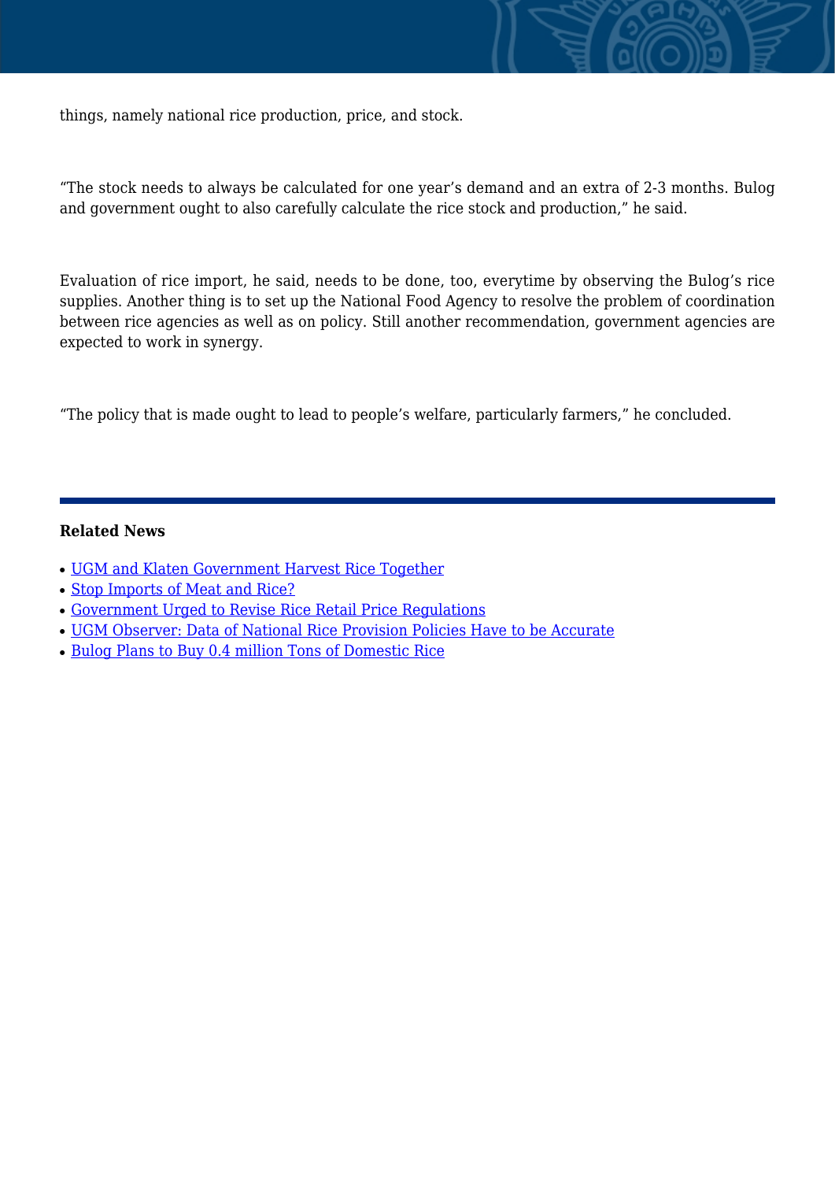things, namely national rice production, price, and stock.

"The stock needs to always be calculated for one year's demand and an extra of 2-3 months. Bulog and government ought to also carefully calculate the rice stock and production," he said.

Evaluation of rice import, he said, needs to be done, too, everytime by observing the Bulog's rice supplies. Another thing is to set up the National Food Agency to resolve the problem of coordination between rice agencies as well as on policy. Still another recommendation, government agencies are expected to work in synergy.

"The policy that is made ought to lead to people's welfare, particularly farmers," he concluded.

---

**Related News**

- UGM and Klaten Government Harvest Rice Together
- Stop Imports of Meat and Rice?
- Government Urged to Revise Rice Retail Price Regulations
- UGM Observer: Data of National Rice Provision Policies Have to be Accurate
- Bulog Plans to Buy 0.4 million Tons of Domestic Rice